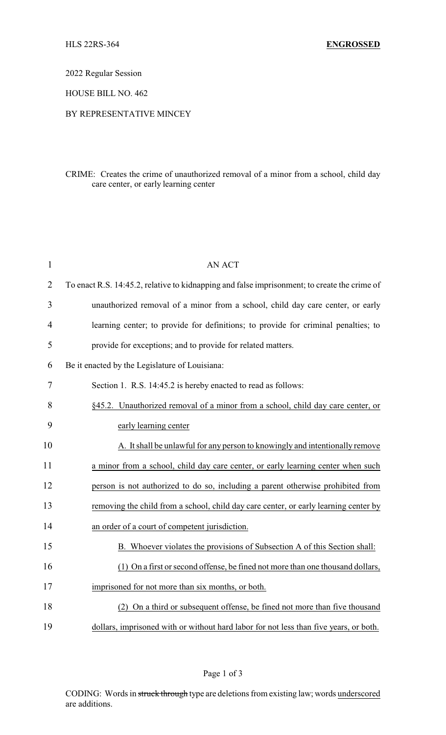HLS 22RS-364 **ENGROSSED**

2022 Regular Session

HOUSE BILL NO. 462

BY REPRESENTATIVE MINCEY

CRIME: Creates the crime of unauthorized removal of a minor from a school, child day care center, or early learning center

AN ACT

To enact R.S. 14:45.2, relative to kidnapping and false imprisonment; to create the crime of unauthorized removal of a minor from a school, child day care center, or early learning center; to provide for definitions; to provide for criminal penalties; to provide for exceptions; and to provide for related matters.

Be it enacted by the Legislature of Louisiana:

Section 1. R.S. 14:45.2 is hereby enacted to read as follows:

§45.2. Unauthorized removal of a minor from a school, child day care center, or early learning center

A. It shall be unlawful for any person to knowingly and intentionally remove a minor from a school, child day care center, or early learning center when such person is not authorized to do so, including a parent otherwise prohibited from removing the child from a school, child day care center, or early learning center by an order of a court of competent jurisdiction.

B. Whoever violates the provisions of Subsection A of this Section shall:

(1) On a first or second offense, be fined not more than one thousand dollars, imprisoned for not more than six months, or both.

(2) On a third or subsequent offense, be fined not more than five thousand dollars, imprisoned with or without hard labor for not less than five years, or both.

CODING: Words in ~~struck through~~ type are deletions from existing law; words underscored are additions.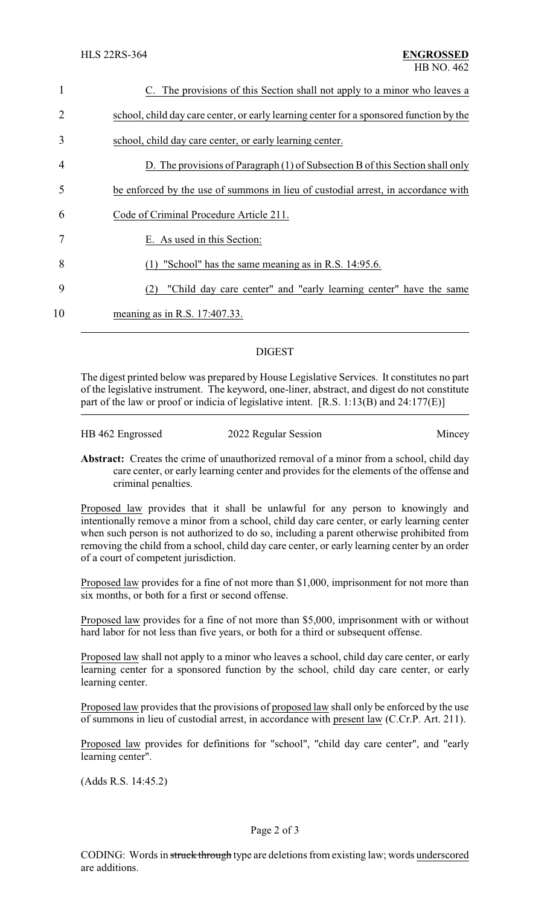C. The provisions of this Section shall not apply to a minor who leaves a school, child day care center, or early learning center for a sponsored function by the school, child day care center, or early learning center.

D. The provisions of Paragraph (1) of Subsection B of this Section shall only be enforced by the use of summons in lieu of custodial arrest, in accordance with Code of Criminal Procedure Article 211.

E. As used in this Section:

(1) "School" has the same meaning as in R.S. 14:95.6.

(2) "Child day care center" and "early learning center" have the same meaning as in R.S. 17:407.33.

## DIGEST

The digest printed below was prepared by House Legislative Services. It constitutes no part of the legislative instrument. The keyword, one-liner, abstract, and digest do not constitute part of the law or proof or indicia of legislative intent. [R.S. 1:13(B) and 24:177(E)]

HB 462 Engrossed — 2022 Regular Session — Mincey

**Abstract:** Creates the crime of unauthorized removal of a minor from a school, child day care center, or early learning center and provides for the elements of the offense and criminal penalties.

Proposed law provides that it shall be unlawful for any person to knowingly and intentionally remove a minor from a school, child day care center, or early learning center when such person is not authorized to do so, including a parent otherwise prohibited from removing the child from a school, child day care center, or early learning center by an order of a court of competent jurisdiction.

Proposed law provides for a fine of not more than $1,000, imprisonment for not more than six months, or both for a first or second offense.

Proposed law provides for a fine of not more than $5,000, imprisonment with or without hard labor for not less than five years, or both for a third or subsequent offense.

Proposed law shall not apply to a minor who leaves a school, child day care center, or early learning center for a sponsored function by the school, child day care center, or early learning center.

Proposed law provides that the provisions of proposed law shall only be enforced by the use of summons in lieu of custodial arrest, in accordance with present law (C.Cr.P. Art. 211).

Proposed law provides for definitions for "school", "child day care center", and "early learning center".

(Adds R.S. 14:45.2)

CODING: Words in ~~struck through~~ type are deletions from existing law; words underscored are additions.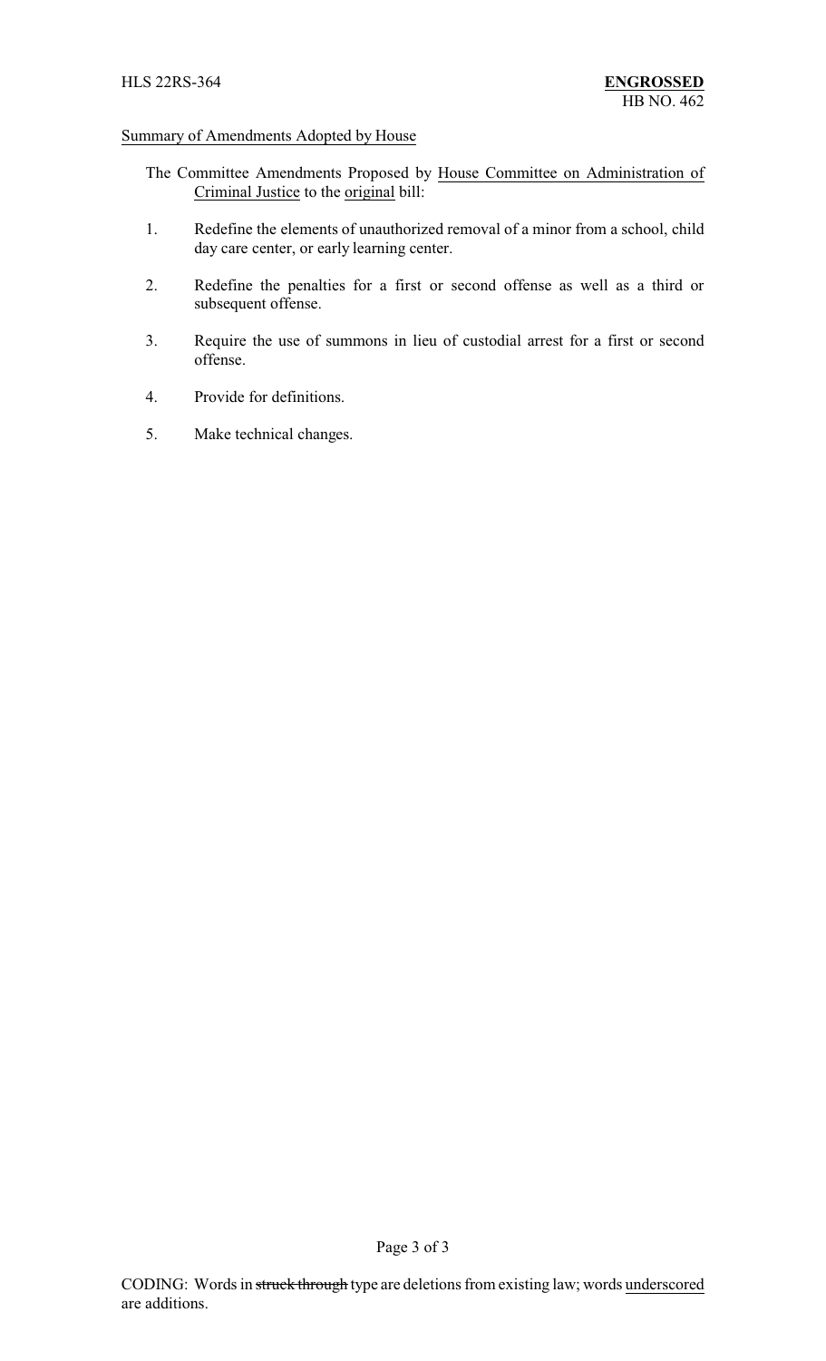Summary of Amendments Adopted by House

The Committee Amendments Proposed by House Committee on Administration of Criminal Justice to the original bill:

1. Redefine the elements of unauthorized removal of a minor from a school, child day care center, or early learning center.

2. Redefine the penalties for a first or second offense as well as a third or subsequent offense.

3. Require the use of summons in lieu of custodial arrest for a first or second offense.

4. Provide for definitions.

5. Make technical changes.